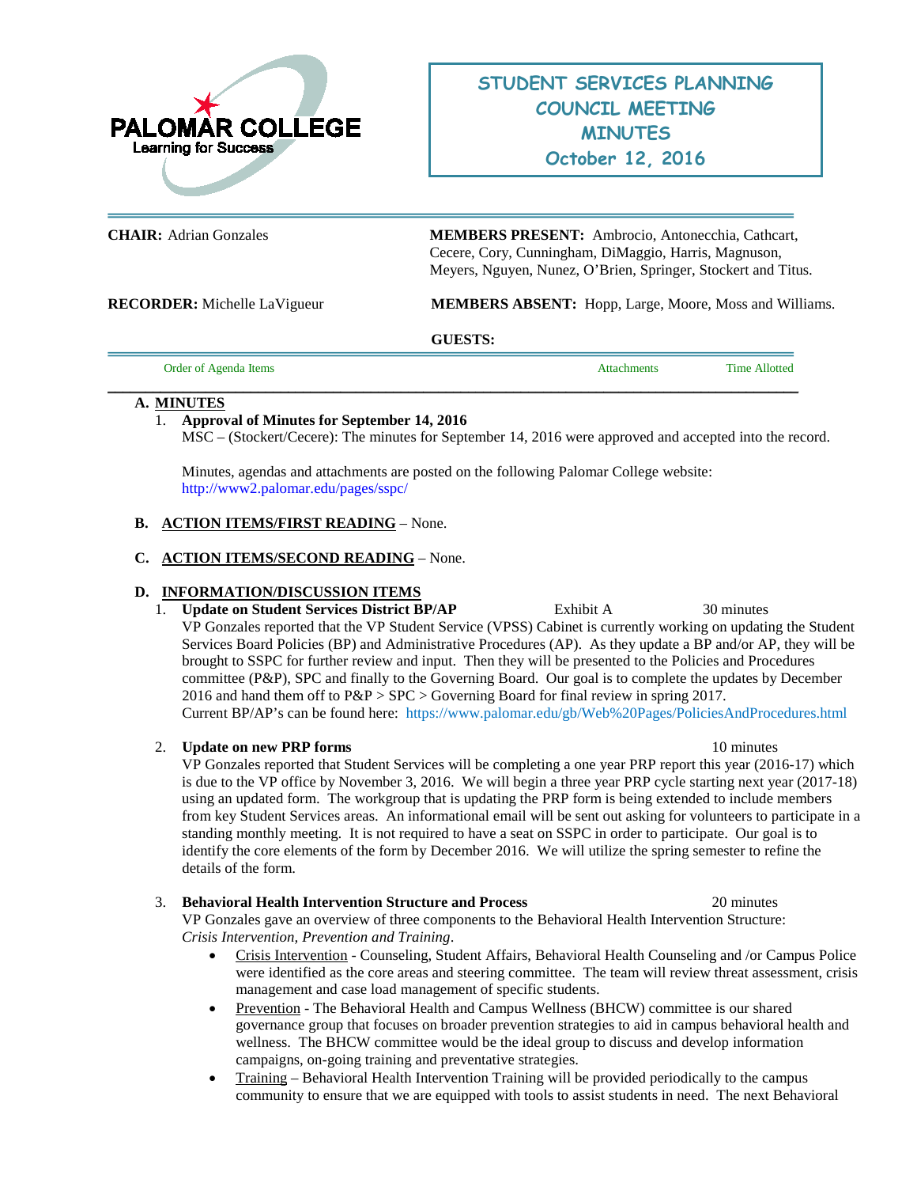PALOMAR COLLEGE
Learning for Success

# STUDENT SERVICES PLANNING COUNCIL MEETING MINUTES
## October 12, 2016

**CHAIR:** Adrian Gonzales

**MEMBERS PRESENT:** Ambrocio, Antonecchia, Cathcart, Cecere, Cory, Cunningham, DiMaggio, Harris, Magnuson, Meyers, Nguyen, Nunez, O'Brien, Springer, Stockert and Titus.

**RECORDER:** Michelle LaVigueur

**MEMBERS ABSENT:** Hopp, Large, Moore, Moss and Williams.

**GUESTS:**

| Order of Agenda Items | Attachments | Time Allotted |
|---|---|---|

**A. MINUTES**

1. **Approval of Minutes for September 14, 2016**
   MSC – (Stockert/Cecere): The minutes for September 14, 2016 were approved and accepted into the record.

   Minutes, agendas and attachments are posted on the following Palomar College website: http://www2.palomar.edu/pages/sspc/

**B. ACTION ITEMS/FIRST READING** – None.

**C. ACTION ITEMS/SECOND READING** – None.

**D. INFORMATION/DISCUSSION ITEMS**

1. **Update on Student Services District BP/AP** — Exhibit A — 30 minutes
   VP Gonzales reported that the VP Student Service (VPSS) Cabinet is currently working on updating the Student Services Board Policies (BP) and Administrative Procedures (AP). As they update a BP and/or AP, they will be brought to SSPC for further review and input. Then they will be presented to the Policies and Procedures committee (P&P), SPC and finally to the Governing Board. Our goal is to complete the updates by December 2016 and hand them off to P&P > SPC > Governing Board for final review in spring 2017.
   Current BP/AP's can be found here: https://www.palomar.edu/gb/Web%20Pages/PoliciesAndProcedures.html

2. **Update on new PRP forms** — 10 minutes
   VP Gonzales reported that Student Services will be completing a one year PRP report this year (2016-17) which is due to the VP office by November 3, 2016. We will begin a three year PRP cycle starting next year (2017-18) using an updated form. The workgroup that is updating the PRP form is being extended to include members from key Student Services areas. An informational email will be sent out asking for volunteers to participate in a standing monthly meeting. It is not required to have a seat on SSPC in order to participate. Our goal is to identify the core elements of the form by December 2016. We will utilize the spring semester to refine the details of the form.

3. **Behavioral Health Intervention Structure and Process** — 20 minutes
   VP Gonzales gave an overview of three components to the Behavioral Health Intervention Structure: *Crisis Intervention, Prevention and Training*.
   - Crisis Intervention - Counseling, Student Affairs, Behavioral Health Counseling and /or Campus Police were identified as the core areas and steering committee. The team will review threat assessment, crisis management and case load management of specific students.
   - Prevention - The Behavioral Health and Campus Wellness (BHCW) committee is our shared governance group that focuses on broader prevention strategies to aid in campus behavioral health and wellness. The BHCW committee would be the ideal group to discuss and develop information campaigns, on-going training and preventative strategies.
   - Training – Behavioral Health Intervention Training will be provided periodically to the campus community to ensure that we are equipped with tools to assist students in need. The next Behavioral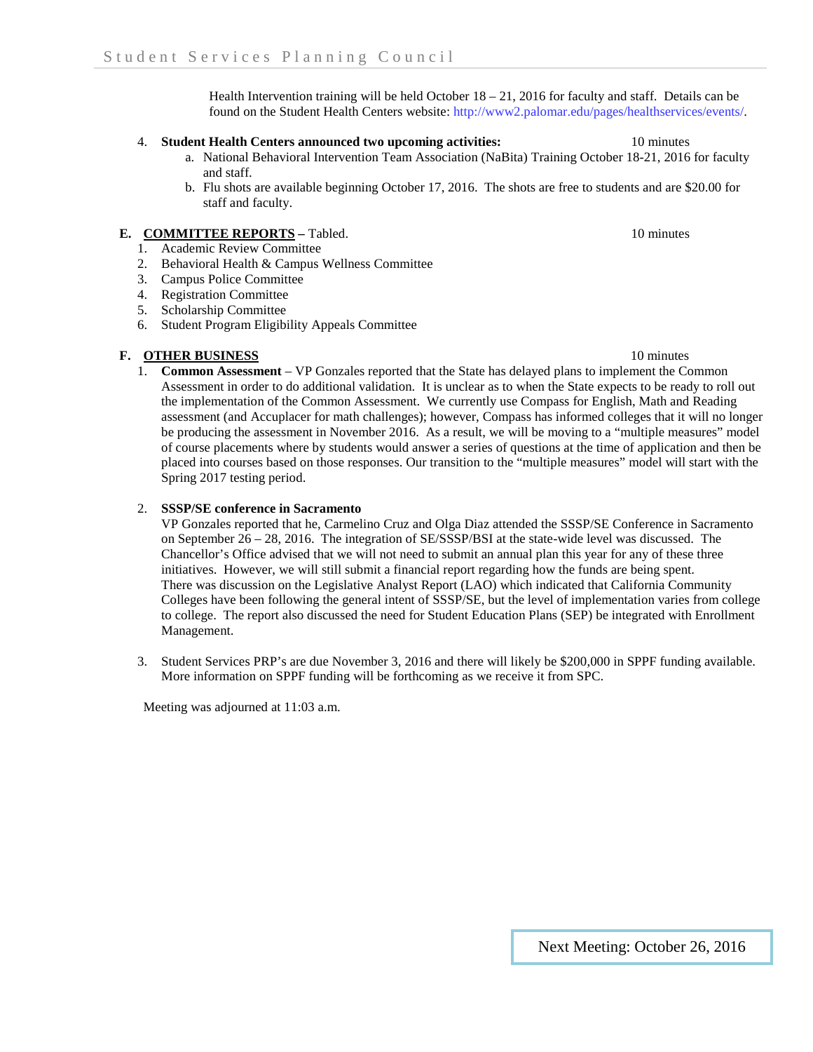Health Intervention training will be held October 18 – 21, 2016 for faculty and staff. Details can be found on the Student Health Centers website: http://www2.palomar.edu/pages/healthservices/events/.

4. **Student Health Centers announced two upcoming activities:** 10 minutes
   a. National Behavioral Intervention Team Association (NaBita) Training October 18-21, 2016 for faculty and staff.
   b. Flu shots are available beginning October 17, 2016. The shots are free to students and are $20.00 for staff and faculty.

**E. COMMITTEE REPORTS** – Tabled. 10 minutes

1. Academic Review Committee
2. Behavioral Health & Campus Wellness Committee
3. Campus Police Committee
4. Registration Committee
5. Scholarship Committee
6. Student Program Eligibility Appeals Committee

**F. OTHER BUSINESS** 10 minutes

1. **Common Assessment** – VP Gonzales reported that the State has delayed plans to implement the Common Assessment in order to do additional validation. It is unclear as to when the State expects to be ready to roll out the implementation of the Common Assessment. We currently use Compass for English, Math and Reading assessment (and Accuplacer for math challenges); however, Compass has informed colleges that it will no longer be producing the assessment in November 2016. As a result, we will be moving to a "multiple measures" model of course placements where by students would answer a series of questions at the time of application and then be placed into courses based on those responses. Our transition to the "multiple measures" model will start with the Spring 2017 testing period.

2. **SSSP/SE conference in Sacramento**
   VP Gonzales reported that he, Carmelino Cruz and Olga Diaz attended the SSSP/SE Conference in Sacramento on September 26 – 28, 2016. The integration of SE/SSSP/BSI at the state-wide level was discussed. The Chancellor's Office advised that we will not need to submit an annual plan this year for any of these three initiatives. However, we will still submit a financial report regarding how the funds are being spent.
   There was discussion on the Legislative Analyst Report (LAO) which indicated that California Community Colleges have been following the general intent of SSSP/SE, but the level of implementation varies from college to college. The report also discussed the need for Student Education Plans (SEP) be integrated with Enrollment Management.

3. Student Services PRP's are due November 3, 2016 and there will likely be $200,000 in SPPF funding available. More information on SPPF funding will be forthcoming as we receive it from SPC.

Meeting was adjourned at 11:03 a.m.

Next Meeting: October 26, 2016